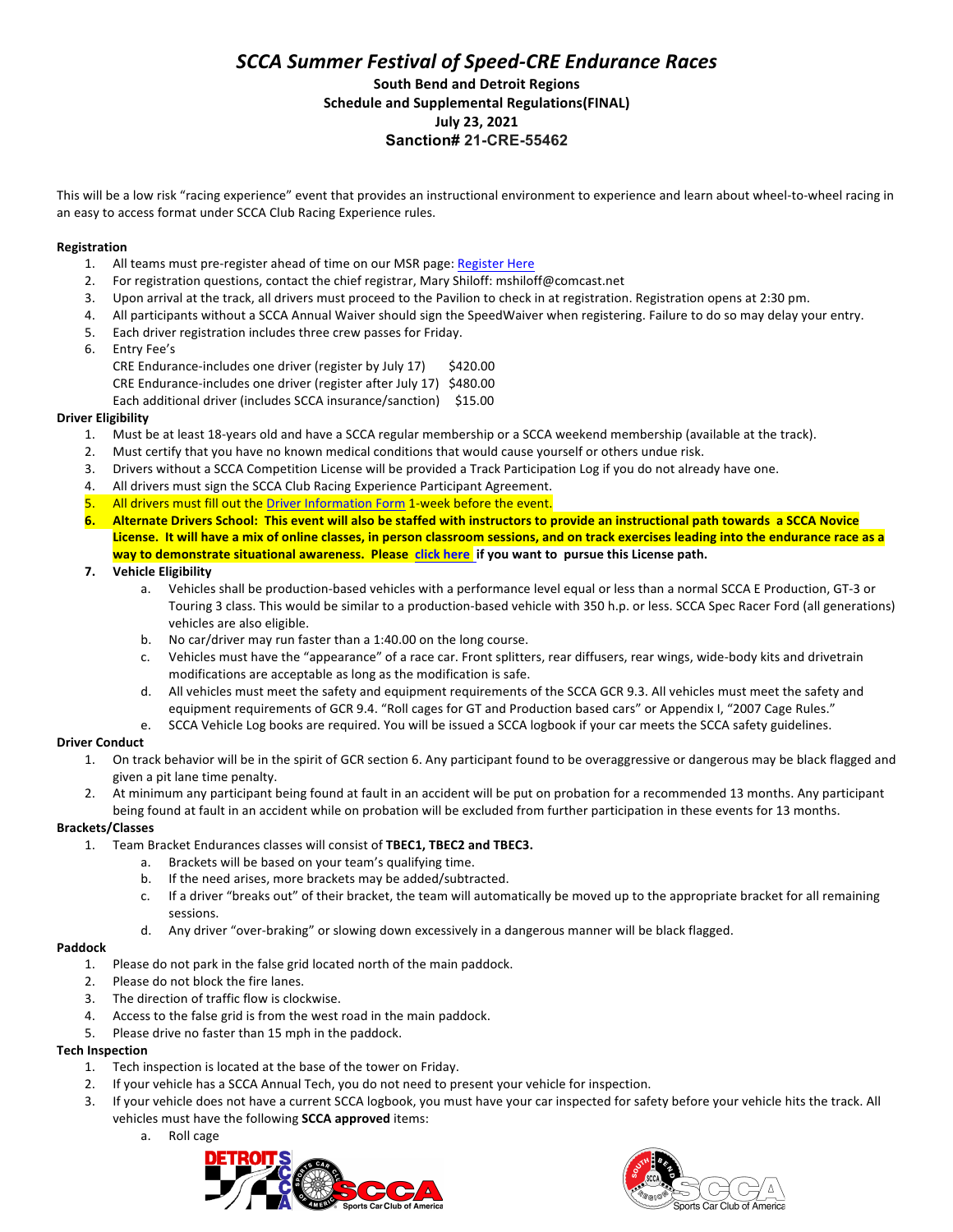# *SCCA Summer Festival of Speed-CRE Endurance Races*

**South Bend and Detroit Regions**
**Schedule and Supplemental Regulations(FINAL)**
**July 23, 2021**
**Sanction# 21-CRE-55462**

This will be a low risk "racing experience" event that provides an instructional environment to experience and learn about wheel-to-wheel racing in an easy to access format under SCCA Club Racing Experience rules.

**Registration**

1. All teams must pre-register ahead of time on our MSR page: Register Here
2. For registration questions, contact the chief registrar, Mary Shiloff: mshiloff@comcast.net
3. Upon arrival at the track, all drivers must proceed to the Pavilion to check in at registration. Registration opens at 2:30 pm.
4. All participants without a SCCA Annual Waiver should sign the SpeedWaiver when registering. Failure to do so may delay your entry.
5. Each driver registration includes three crew passes for Friday.
6. Entry Fee's
   CRE Endurance-includes one driver (register by July 17) $420.00
   CRE Endurance-includes one driver (register after July 17) $480.00
   Each additional driver (includes SCCA insurance/sanction) $15.00

**Driver Eligibility**

1. Must be at least 18-years old and have a SCCA regular membership or a SCCA weekend membership (available at the track).
2. Must certify that you have no known medical conditions that would cause yourself or others undue risk.
3. Drivers without a SCCA Competition License will be provided a Track Participation Log if you do not already have one.
4. All drivers must sign the SCCA Club Racing Experience Participant Agreement.
5. All drivers must fill out the Driver Information Form 1-week before the event.
6. **Alternate Drivers School: This event will also be staffed with instructors to provide an instructional path towards a SCCA Novice License. It will have a mix of online classes, in person classroom sessions, and on track exercises leading into the endurance race as a way to demonstrate situational awareness. Please click here if you want to pursue this License path.**
7. **Vehicle Eligibility**
   a. Vehicles shall be production-based vehicles with a performance level equal or less than a normal SCCA E Production, GT-3 or Touring 3 class. This would be similar to a production-based vehicle with 350 h.p. or less. SCCA Spec Racer Ford (all generations) vehicles are also eligible.
   b. No car/driver may run faster than a 1:40.00 on the long course.
   c. Vehicles must have the "appearance" of a race car. Front splitters, rear diffusers, rear wings, wide-body kits and drivetrain modifications are acceptable as long as the modification is safe.
   d. All vehicles must meet the safety and equipment requirements of the SCCA GCR 9.3. All vehicles must meet the safety and equipment requirements of GCR 9.4. "Roll cages for GT and Production based cars" or Appendix I, "2007 Cage Rules."
   e. SCCA Vehicle Log books are required. You will be issued a SCCA logbook if your car meets the SCCA safety guidelines.

**Driver Conduct**

1. On track behavior will be in the spirit of GCR section 6. Any participant found to be overaggressive or dangerous may be black flagged and given a pit lane time penalty.
2. At minimum any participant being found at fault in an accident will be put on probation for a recommended 13 months. Any participant being found at fault in an accident while on probation will be excluded from further participation in these events for 13 months.

**Brackets/Classes**

1. Team Bracket Endurances classes will consist of **TBEC1, TBEC2 and TBEC3.**
   a. Brackets will be based on your team's qualifying time.
   b. If the need arises, more brackets may be added/subtracted.
   c. If a driver "breaks out" of their bracket, the team will automatically be moved up to the appropriate bracket for all remaining sessions.
   d. Any driver "over-braking" or slowing down excessively in a dangerous manner will be black flagged.

**Paddock**

1. Please do not park in the false grid located north of the main paddock.
2. Please do not block the fire lanes.
3. The direction of traffic flow is clockwise.
4. Access to the false grid is from the west road in the main paddock.
5. Please drive no faster than 15 mph in the paddock.

**Tech Inspection**

1. Tech inspection is located at the base of the tower on Friday.
2. If your vehicle has a SCCA Annual Tech, you do not need to present your vehicle for inspection.
3. If your vehicle does not have a current SCCA logbook, you must have your car inspected for safety before your vehicle hits the track. All vehicles must have the following **SCCA approved** items:
   a. Roll cage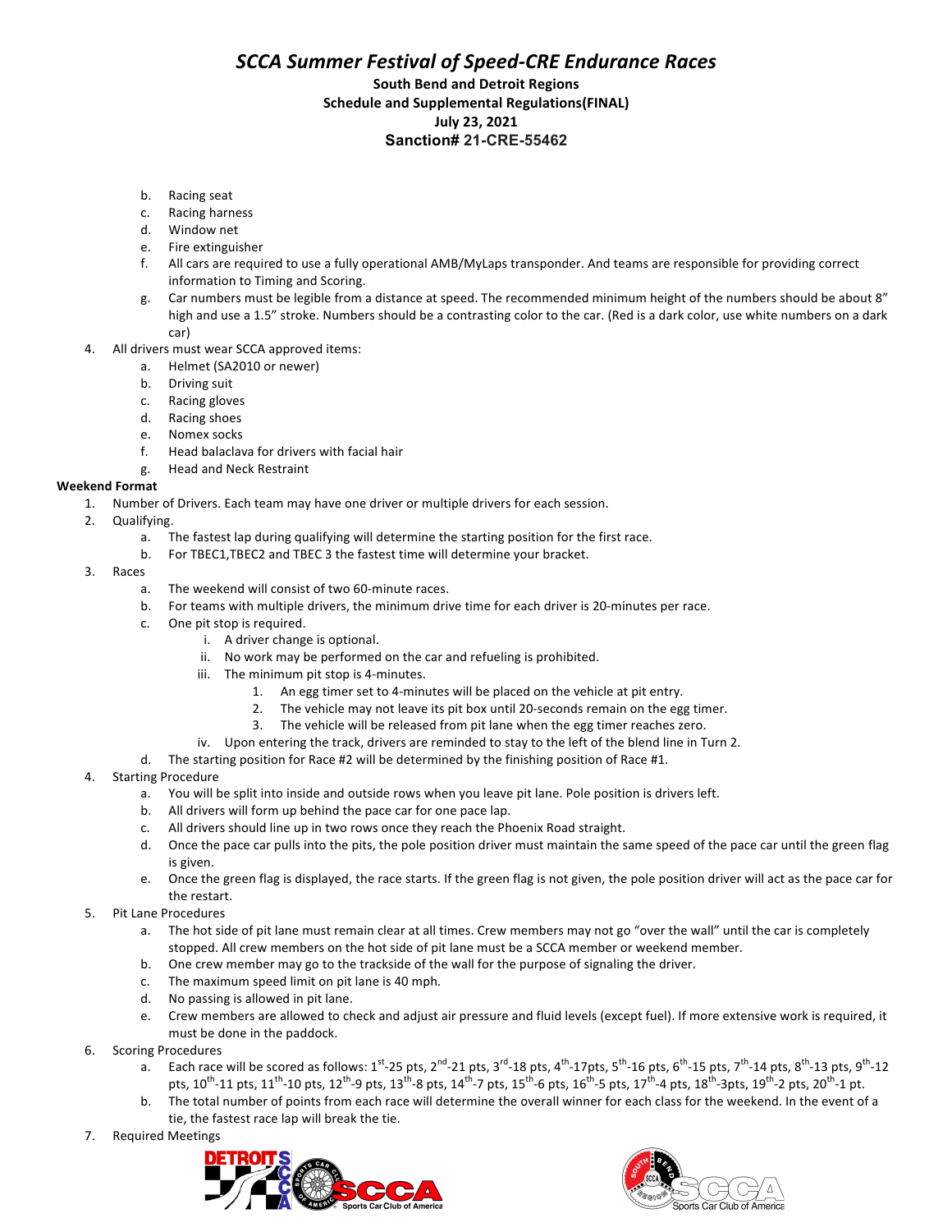b. Racing seat
c. Racing harness
d. Window net
e. Fire extinguisher
f. All cars are required to use a fully operational AMB/MyLaps transponder. And teams are responsible for providing correct information to Timing and Scoring.
g. Car numbers must be legible from a distance at speed. The recommended minimum height of the numbers should be about 8" high and use a 1.5" stroke. Numbers should be a contrasting color to the car. (Red is a dark color, use white numbers on a dark car)

4. All drivers must wear SCCA approved items:
   a. Helmet (SA2010 or newer)
   b. Driving suit
   c. Racing gloves
   d. Racing shoes
   e. Nomex socks
   f. Head balaclava for drivers with facial hair
   g. Head and Neck Restraint

**Weekend Format**

1. Number of Drivers. Each team may have one driver or multiple drivers for each session.
2. Qualifying.
   a. The fastest lap during qualifying will determine the starting position for the first race.
   b. For TBEC1,TBEC2 and TBEC 3 the fastest time will determine your bracket.
3. Races
   a. The weekend will consist of two 60-minute races.
   b. For teams with multiple drivers, the minimum drive time for each driver is 20-minutes per race.
   c. One pit stop is required.
      i. A driver change is optional.
      ii. No work may be performed on the car and refueling is prohibited.
      iii. The minimum pit stop is 4-minutes.
         1. An egg timer set to 4-minutes will be placed on the vehicle at pit entry.
         2. The vehicle may not leave its pit box until 20-seconds remain on the egg timer.
         3. The vehicle will be released from pit lane when the egg timer reaches zero.
      iv. Upon entering the track, drivers are reminded to stay to the left of the blend line in Turn 2.
   d. The starting position for Race #2 will be determined by the finishing position of Race #1.
4. Starting Procedure
   a. You will be split into inside and outside rows when you leave pit lane. Pole position is drivers left.
   b. All drivers will form up behind the pace car for one pace lap.
   c. All drivers should line up in two rows once they reach the Phoenix Road straight.
   d. Once the pace car pulls into the pits, the pole position driver must maintain the same speed of the pace car until the green flag is given.
   e. Once the green flag is displayed, the race starts. If the green flag is not given, the pole position driver will act as the pace car for the restart.
5. Pit Lane Procedures
   a. The hot side of pit lane must remain clear at all times. Crew members may not go "over the wall" until the car is completely stopped. All crew members on the hot side of pit lane must be a SCCA member or weekend member.
   b. One crew member may go to the trackside of the wall for the purpose of signaling the driver.
   c. The maximum speed limit on pit lane is 40 mph.
   d. No passing is allowed in pit lane.
   e. Crew members are allowed to check and adjust air pressure and fluid levels (except fuel). If more extensive work is required, it must be done in the paddock.
6. Scoring Procedures
   a. Each race will be scored as follows: 1st-25 pts, 2nd-21 pts, 3rd-18 pts, 4th-17pts, 5th-16 pts, 6th-15 pts, 7th-14 pts, 8th-13 pts, 9th-12 pts, 10th-11 pts, 11th-10 pts, 12th-9 pts, 13th-8 pts, 14th-7 pts, 15th-6 pts, 16th-5 pts, 17th-4 pts, 18th-3pts, 19th-2 pts, 20th-1 pt.
   b. The total number of points from each race will determine the overall winner for each class for the weekend. In the event of a tie, the fastest race lap will break the tie.
7. Required Meetings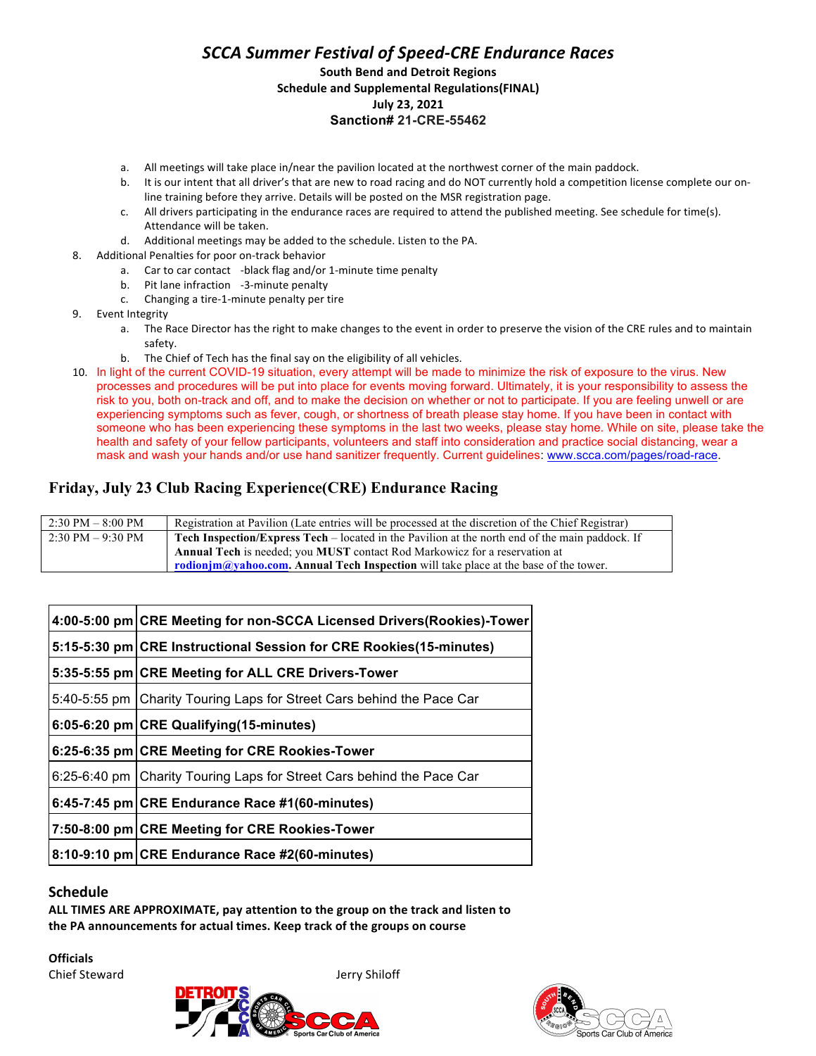# *SCCA Summer Festival of Speed-CRE Endurance Races*

**South Bend and Detroit Regions**
**Schedule and Supplemental Regulations(FINAL)**
**July 23, 2021**
**Sanction# 21-CRE-55462**

a. All meetings will take place in/near the pavilion located at the northwest corner of the main paddock.
b. It is our intent that all driver's that are new to road racing and do NOT currently hold a competition license complete our on-line training before they arrive. Details will be posted on the MSR registration page.
c. All drivers participating in the endurance races are required to attend the published meeting. See schedule for time(s). Attendance will be taken.
d. Additional meetings may be added to the schedule. Listen to the PA.

8. Additional Penalties for poor on-track behavior
   a. Car to car contact -black flag and/or 1-minute time penalty
   b. Pit lane infraction -3-minute penalty
   c. Changing a tire-1-minute penalty per tire
9. Event Integrity
   a. The Race Director has the right to make changes to the event in order to preserve the vision of the CRE rules and to maintain safety.
   b. The Chief of Tech has the final say on the eligibility of all vehicles.
10. In light of the current COVID-19 situation, every attempt will be made to minimize the risk of exposure to the virus. New processes and procedures will be put into place for events moving forward. Ultimately, it is your responsibility to assess the risk to you, both on-track and off, and to make the decision on whether or not to participate. If you are feeling unwell or are experiencing symptoms such as fever, cough, or shortness of breath please stay home. If you have been in contact with someone who has been experiencing these symptoms in the last two weeks, please stay home. While on site, please take the health and safety of your fellow participants, volunteers and staff into consideration and practice social distancing, wear a mask and wash your hands and/or use hand sanitizer frequently. Current guidelines: www.scca.com/pages/road-race.

## Friday, July 23 Club Racing Experience(CRE) Endurance Racing

| | |
|---|---|
| 2:30 PM – 8:00 PM | Registration at Pavilion (Late entries will be processed at the discretion of the Chief Registrar) |
| 2:30 PM – 9:30 PM | **Tech Inspection/Express Tech** – located in the Pavilion at the north end of the main paddock. If **Annual Tech** is needed; you **MUST** contact Rod Markowicz for a reservation at **rodionjm@yahoo.com. Annual Tech Inspection** will take place at the base of the tower. |

| | |
|---|---|
| **4:00-5:00 pm** | **CRE Meeting for non-SCCA Licensed Drivers(Rookies)-Tower** |
| **5:15-5:30 pm** | **CRE Instructional Session for CRE Rookies(15-minutes)** |
| **5:35-5:55 pm** | **CRE Meeting for ALL CRE Drivers-Tower** |
| 5:40-5:55 pm | Charity Touring Laps for Street Cars behind the Pace Car |
| **6:05-6:20 pm** | **CRE Qualifying(15-minutes)** |
| **6:25-6:35 pm** | **CRE Meeting for CRE Rookies-Tower** |
| 6:25-6:40 pm | Charity Touring Laps for Street Cars behind the Pace Car |
| **6:45-7:45 pm** | **CRE Endurance Race #1(60-minutes)** |
| **7:50-8:00 pm** | **CRE Meeting for CRE Rookies-Tower** |
| **8:10-9:10 pm** | **CRE Endurance Race #2(60-minutes)** |

## Schedule

**ALL TIMES ARE APPROXIMATE, pay attention to the group on the track and listen to the PA announcements for actual times. Keep track of the groups on course**

**Officials**

Chief Steward — Jerry Shiloff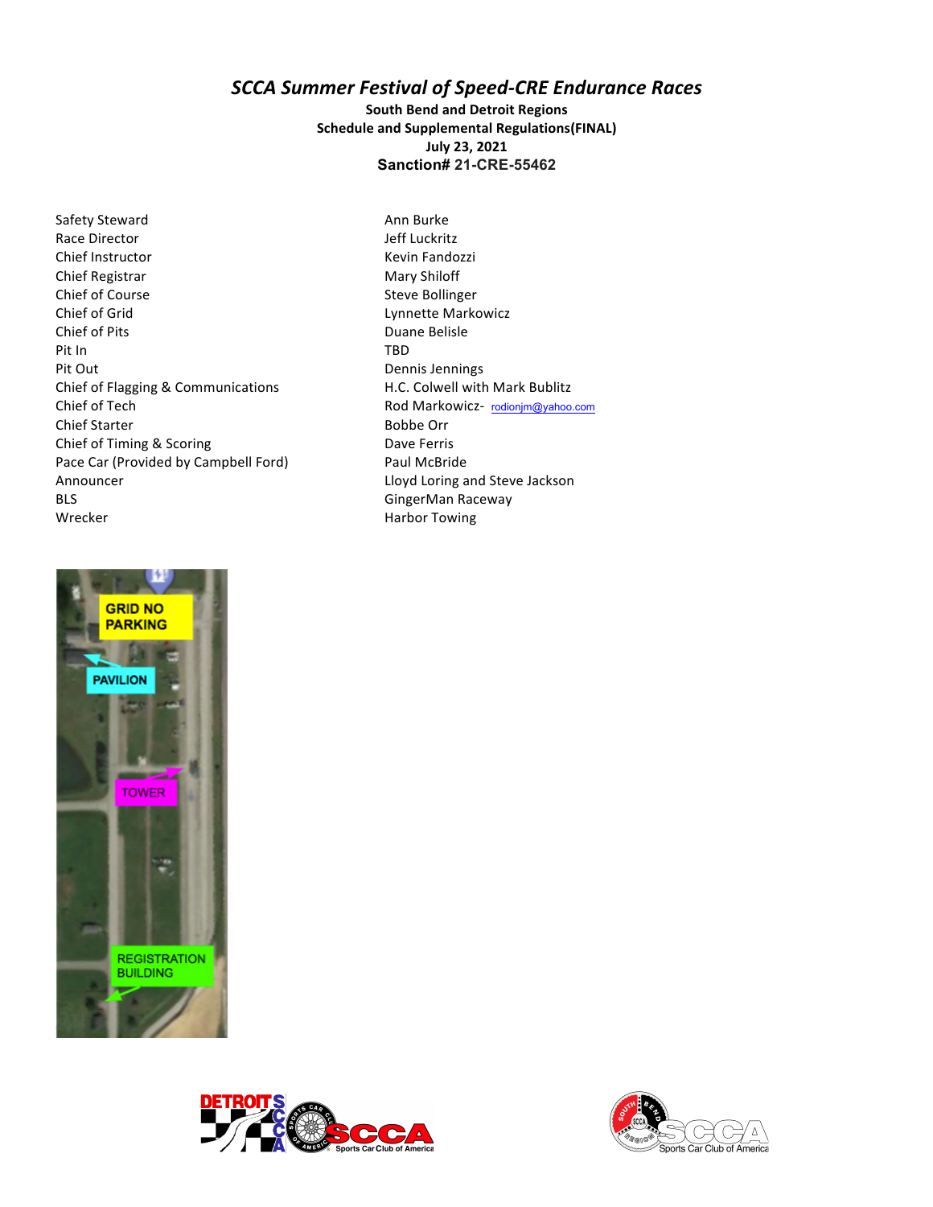# *SCCA Summer Festival of Speed-CRE Endurance Races*

**South Bend and Detroit Regions**
**Schedule and Supplemental Regulations(FINAL)**
**July 23, 2021**
**Sanction# 21-CRE-55462**

| | |
|---|---|
| Safety Steward | Ann Burke |
| Race Director | Jeff Luckritz |
| Chief Instructor | Kevin Fandozzi |
| Chief Registrar | Mary Shiloff |
| Chief of Course | Steve Bollinger |
| Chief of Grid | Lynnette Markowicz |
| Chief of Pits | Duane Belisle |
| Pit In | TBD |
| Pit Out | Dennis Jennings |
| Chief of Flagging & Communications | H.C. Colwell with Mark Bublitz |
| Chief of Tech | Rod Markowicz- rodionjm@yahoo.com |
| Chief Starter | Bobbe Orr |
| Chief of Timing & Scoring | Dave Ferris |
| Pace Car (Provided by Campbell Ford) | Paul McBride |
| Announcer | Lloyd Loring and Steve Jackson |
| BLS | GingerMan Raceway |
| Wrecker | Harbor Towing |

GRID NO PARKING

PAVILION

TOWER

REGISTRATION BUILDING